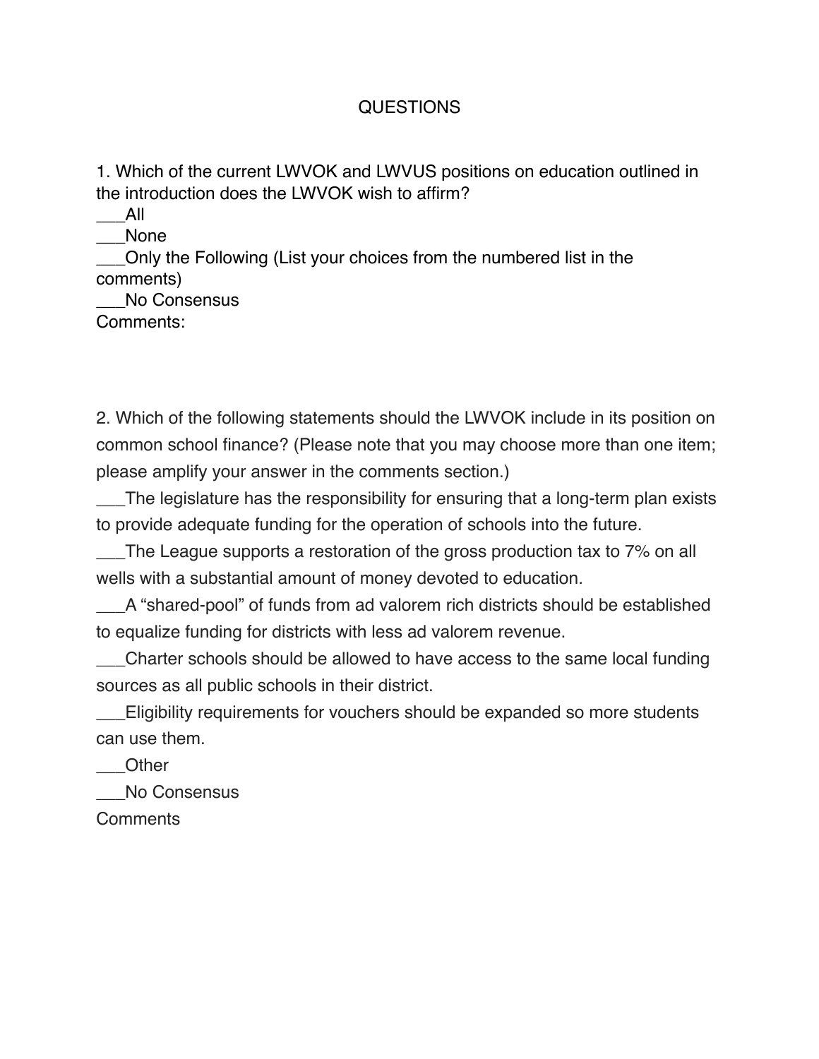# QUESTIONS

1. Which of the current LWVOK and LWVUS positions on education outlined in the introduction does the LWVOK wish to affirm?

___All
___None
___Only the Following (List your choices from the numbered list in the comments)
___No Consensus
Comments:

2. Which of the following statements should the LWVOK include in its position on common school finance? (Please note that you may choose more than one item; please amplify your answer in the comments section.)

___The legislature has the responsibility for ensuring that a long-term plan exists to provide adequate funding for the operation of schools into the future.
___The League supports a restoration of the gross production tax to 7% on all wells with a substantial amount of money devoted to education.
___A "shared-pool" of funds from ad valorem rich districts should be established to equalize funding for districts with less ad valorem revenue.
___Charter schools should be allowed to have access to the same local funding sources as all public schools in their district.
___Eligibility requirements for vouchers should be expanded so more students can use them.
___Other
___No Consensus
Comments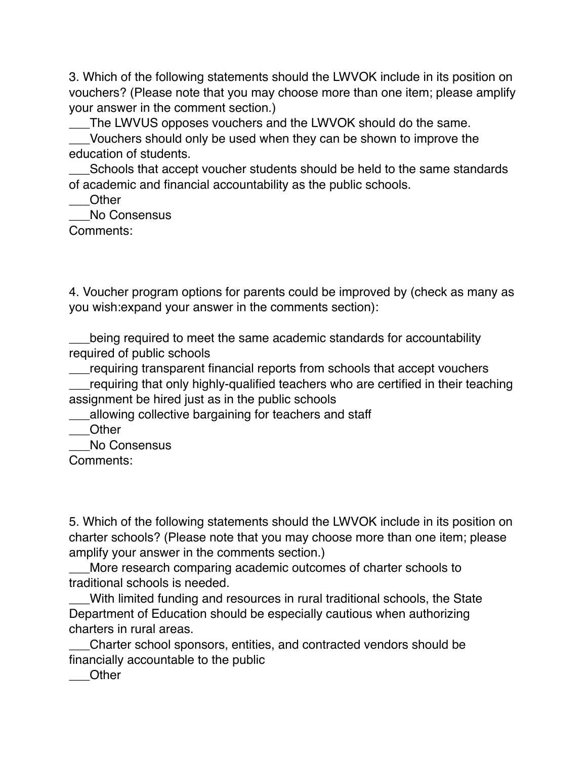3. Which of the following statements should the LWVOK include in its position on vouchers? (Please note that you may choose more than one item; please amplify your answer in the comment section.)

___The LWVUS opposes vouchers and the LWVOK should do the same.

___Vouchers should only be used when they can be shown to improve the education of students.

___Schools that accept voucher students should be held to the same standards of academic and financial accountability as the public schools.

___Other

___No Consensus

Comments:

4. Voucher program options for parents could be improved by (check as many as you wish:expand your answer in the comments section):

___being required to meet the same academic standards for accountability required of public schools

___requiring transparent financial reports from schools that accept vouchers

___requiring that only highly-qualified teachers who are certified in their teaching assignment be hired just as in the public schools

___allowing collective bargaining for teachers and staff

___Other

___No Consensus

Comments:

5. Which of the following statements should the LWVOK include in its position on charter schools? (Please note that you may choose more than one item; please amplify your answer in the comments section.)

___More research comparing academic outcomes of charter schools to traditional schools is needed.

___With limited funding and resources in rural traditional schools, the State Department of Education should be especially cautious when authorizing charters in rural areas.

___Charter school sponsors, entities, and contracted vendors should be financially accountable to the public

___Other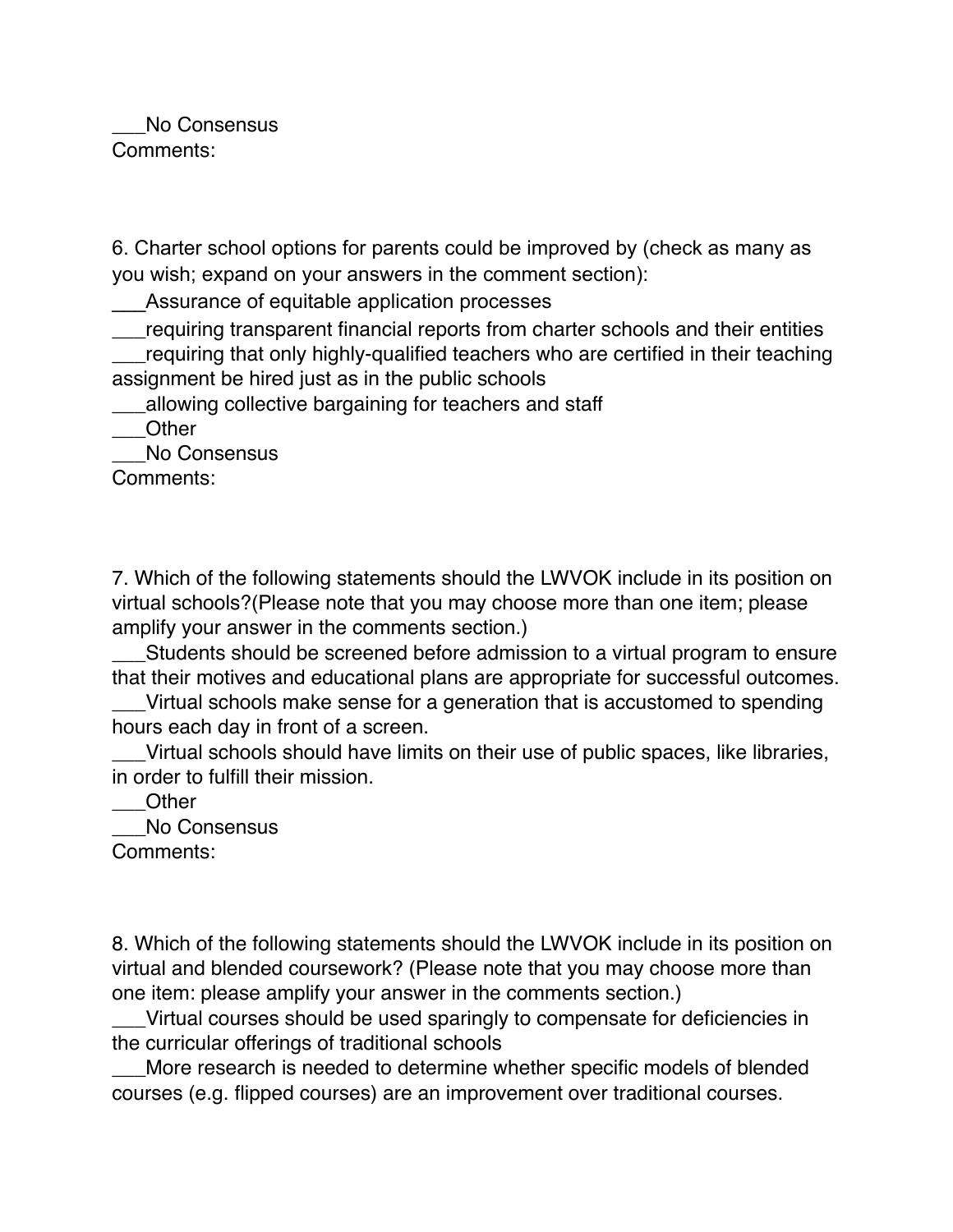___No Consensus
Comments:

6. Charter school options for parents could be improved by (check as many as you wish; expand on your answers in the comment section):

___Assurance of equitable application processes
___requiring transparent financial reports from charter schools and their entities
___requiring that only highly-qualified teachers who are certified in their teaching assignment be hired just as in the public schools
___allowing collective bargaining for teachers and staff
___Other
___No Consensus
Comments:

7. Which of the following statements should the LWVOK include in its position on virtual schools?(Please note that you may choose more than one item; please amplify your answer in the comments section.)

___Students should be screened before admission to a virtual program to ensure that their motives and educational plans are appropriate for successful outcomes.
___Virtual schools make sense for a generation that is accustomed to spending hours each day in front of a screen.
___Virtual schools should have limits on their use of public spaces, like libraries, in order to fulfill their mission.
___Other
___No Consensus
Comments:

8. Which of the following statements should the LWVOK include in its position on virtual and blended coursework? (Please note that you may choose more than one item: please amplify your answer in the comments section.)

___Virtual courses should be used sparingly to compensate for deficiencies in the curricular offerings of traditional schools
___More research is needed to determine whether specific models of blended courses (e.g. flipped courses) are an improvement over traditional courses.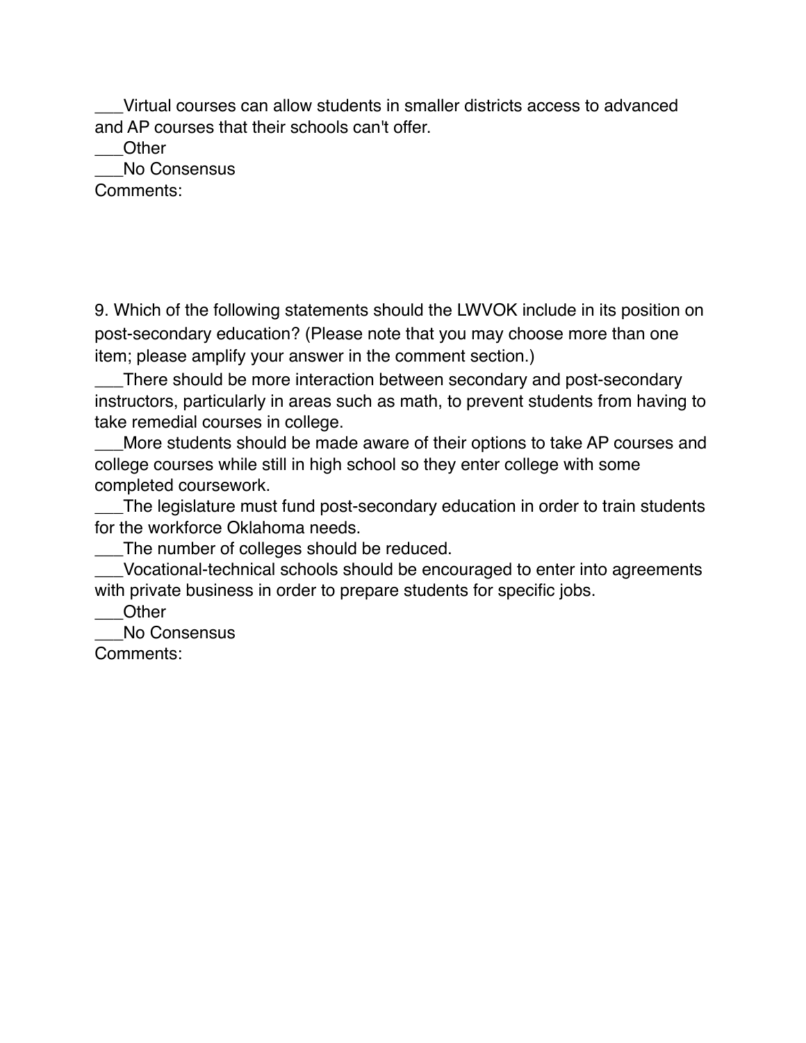___Virtual courses can allow students in smaller districts access to advanced and AP courses that their schools can't offer.
___Other
___No Consensus
Comments:

9. Which of the following statements should the LWVOK include in its position on post-secondary education? (Please note that you may choose more than one item; please amplify your answer in the comment section.)
___There should be more interaction between secondary and post-secondary instructors, particularly in areas such as math, to prevent students from having to take remedial courses in college.
___More students should be made aware of their options to take AP courses and college courses while still in high school so they enter college with some completed coursework.
___The legislature must fund post-secondary education in order to train students for the workforce Oklahoma needs.
___The number of colleges should be reduced.
___Vocational-technical schools should be encouraged to enter into agreements with private business in order to prepare students for specific jobs.
___Other
___No Consensus
Comments: